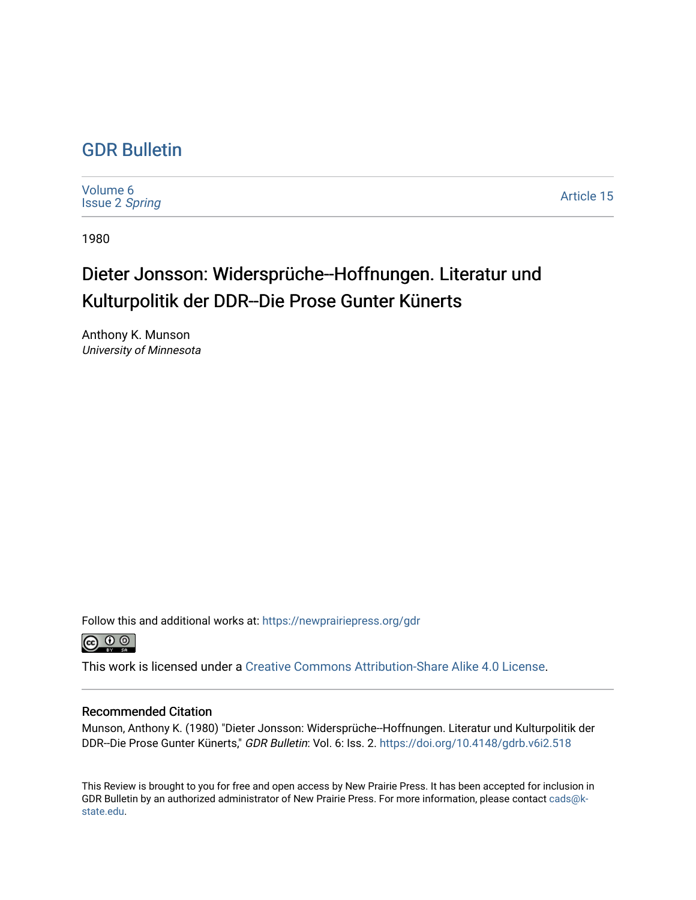# GDR Bulletin

Volume 6
Issue 2 *Spring*

Article 15

1980

## Dieter Jonsson: Widersprüche--Hoffnungen. Literatur und Kulturpolitik der DDR--Die Prose Gunter Künerts

Anthony K. Munson
*University of Minnesota*

Follow this and additional works at: https://newprairiepress.org/gdr

This work is licensed under a Creative Commons Attribution-Share Alike 4.0 License.

### Recommended Citation

Munson, Anthony K. (1980) "Dieter Jonsson: Widersprüche--Hoffnungen. Literatur und Kulturpolitik der DDR--Die Prose Gunter Künerts," *GDR Bulletin*: Vol. 6: Iss. 2. https://doi.org/10.4148/gdrb.v6i2.518

This Review is brought to you for free and open access by New Prairie Press. It has been accepted for inclusion in GDR Bulletin by an authorized administrator of New Prairie Press. For more information, please contact cads@k-state.edu.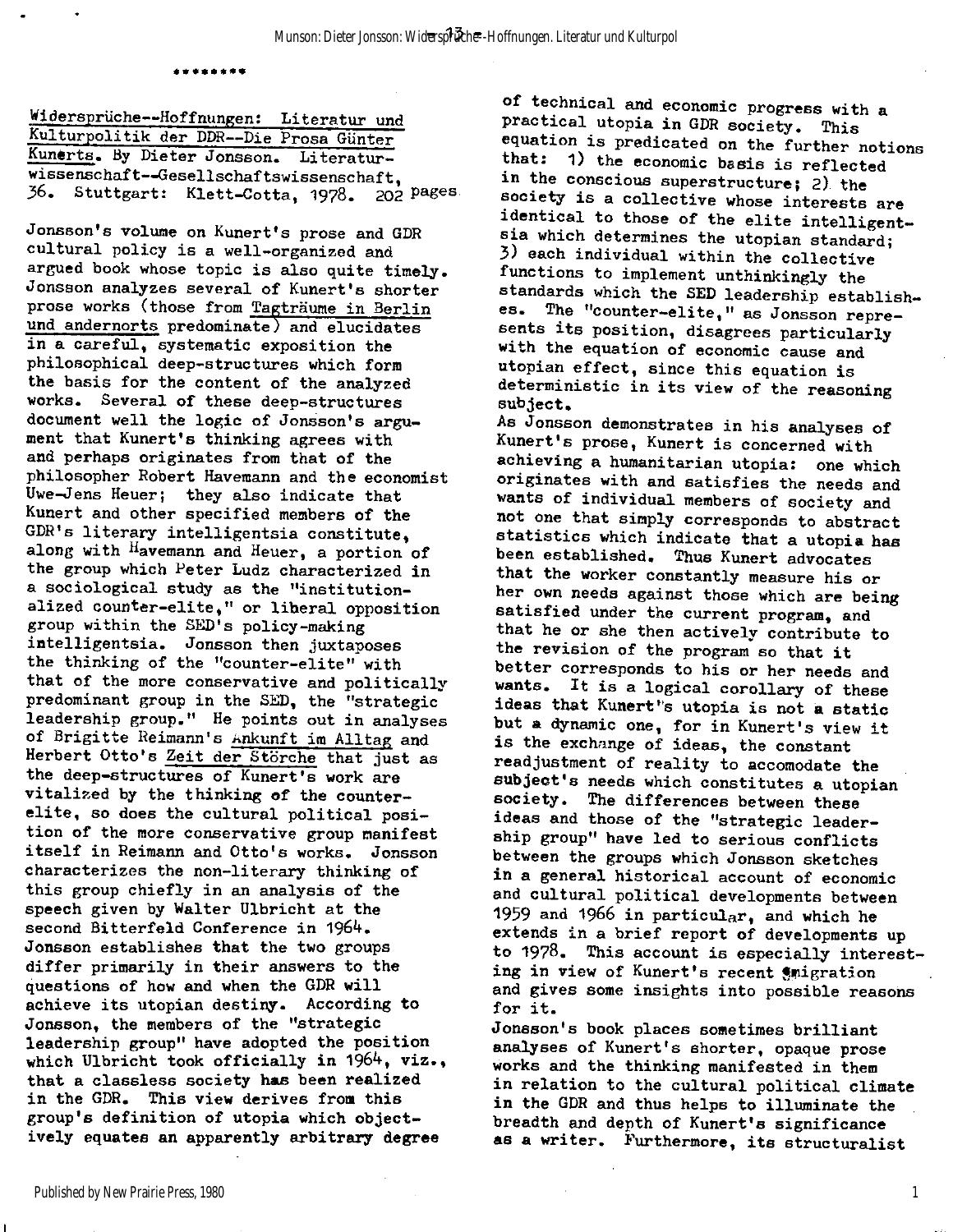********

Widersprüche--Hoffnungen: Literatur und Kulturpolitik der DDR--Die Prosa Günter Kunerts. By Dieter Jonsson. Literaturwissenschaft--Gesellschaftswissenschaft, 36. Stuttgart: Klett-Cotta, 1978. 202 pages

Jonsson's volume on Kunert's prose and GDR cultural policy is a well-organized and argued book whose topic is also quite timely. Jonsson analyzes several of Kunert's shorter prose works (those from Tagträume in Berlin und andernorts predominate) and elucidates in a careful, systematic exposition the philosophical deep-structures which form the basis for the content of the analyzed works. Several of these deep-structures document well the logic of Jonsson's argument that Kunert's thinking agrees with and perhaps originates from that of the philosopher Robert Havemann and the economist Uwe-Jens Heuer; they also indicate that Kunert and other specified members of the GDR's literary intelligentsia constitute, along with Havemann and Heuer, a portion of the group which Peter Ludz characterized in a sociological study as the "institutionalized counter-elite," or liberal opposition group within the SED's policy-making intelligentsia. Jonsson then juxtaposes the thinking of the "counter-elite" with that of the more conservative and politically predominant group in the SED, the "strategic leadership group." He points out in analyses of Brigitte Reimann's Ankunft im Alltag and Herbert Otto's Zeit der Störche that just as the deep-structures of Kunert's work are vitalized by the thinking of the counter-elite, so does the cultural political position of the more conservative group manifest itself in Reimann and Otto's works. Jonsson characterizes the non-literary thinking of this group chiefly in an analysis of the speech given by Walter Ulbricht at the second Bitterfeld Conference in 1964. Jonsson establishes that the two groups differ primarily in their answers to the questions of how and when the GDR will achieve its utopian destiny. According to Jonsson, the members of the "strategic leadership group" have adopted the position which Ulbricht took officially in 1964, viz., that a classless society has been realized in the GDR. This view derives from this group's definition of utopia which objectively equates an apparently arbitrary degree of technical and economic progress with a practical utopia in GDR society. This equation is predicated on the further notions that: 1) the economic basis is reflected in the conscious superstructure; 2) the society is a collective whose interests are identical to those of the elite intelligentsia which determines the utopian standard; 3) each individual within the collective functions to implement unthinkingly the standards which the SED leadership establishes. The "counter-elite," as Jonsson represents its position, disagrees particularly with the equation of economic cause and utopian effect, since this equation is deterministic in its view of the reasoning subject.

As Jonsson demonstrates in his analyses of Kunert's prose, Kunert is concerned with achieving a humanitarian utopia: one which originates with and satisfies the needs and wants of individual members of society and not one that simply corresponds to abstract statistics which indicate that a utopia has been established. Thus Kunert advocates that the worker constantly measure his or her own needs against those which are being satisfied under the current program, and that he or she then actively contribute to the revision of the program so that it better corresponds to his or her needs and wants. It is a logical corollary of these ideas that Kunert's utopia is not a static but a dynamic one, for in Kunert's view it is the exchange of ideas, the constant readjustment of reality to accomodate the subject's needs which constitutes a utopian society. The differences between these ideas and those of the "strategic leadership group" have led to serious conflicts between the groups which Jonsson sketches in a general historical account of economic and cultural political developments between 1959 and 1966 in particular, and which he extends in a brief report of developments up to 1978. This account is especially interesting in view of Kunert's recent emigration and gives some insights into possible reasons for it.

Jonsson's book places sometimes brilliant analyses of Kunert's shorter, opaque prose works and the thinking manifested in them in relation to the cultural political climate in the GDR and thus helps to illuminate the breadth and depth of Kunert's significance as a writer. Furthermore, its structuralist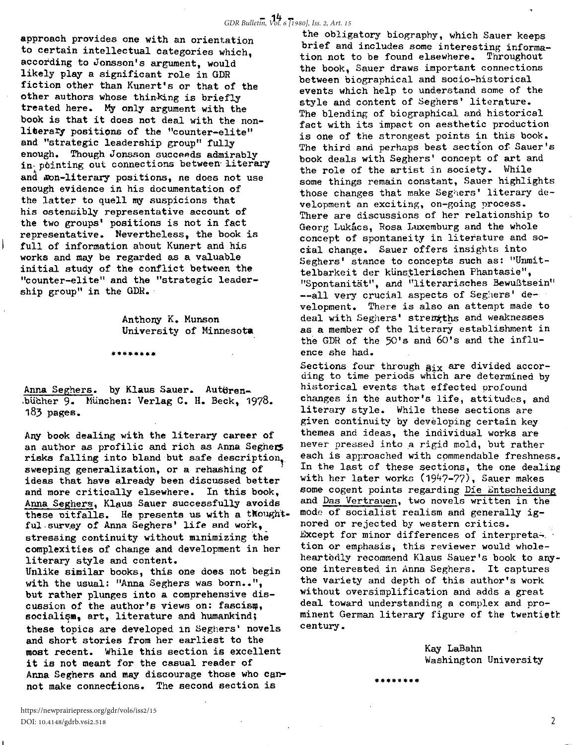approach provides one with an orientation to certain intellectual categories which, according to Jonsson's argument, would likely play a significant role in GDR fiction other than Kunert's or that of the other authors whose thinking is briefly treated here. My only argument with the book is that it does not deal with the non-literary positions of the "counter-elite" and "strategic leadership group" fully enough. Though Jonsson succeeds admirably in pointing out connections between literary and non-literary positions, he does not use enough evidence in his documentation of the latter to quell my suspicions that his ostensibly representative account of the two groups' positions is not in fact representative. Nevertheless, the book is full of information about Kunert and his works and may be regarded as a valuable initial study of the conflict between the "counter-elite" and the "strategic leadership group" in the GDR.

Anthony K. Munson
University of Minnesota

\*\*\*\*\*\*\*\*

Anna Seghers. by Klaus Sauer. Autorenbücher 9. München: Verlag C. H. Beck, 1978. 183 pages.

Any book dealing with the literary career of an author as profilic and rich as Anna Seghers risks falling into bland but safe description, sweeping generalization, or a rehashing of ideas that have already been discussed better and more critically elsewhere. In this book, Anna Seghers, Klaus Sauer successfully avoids these pitfalls. He presents us with a thoughtful survey of Anna Seghers' life and work, stressing continuity without minimizing the complexities of change and development in her literary style and content.

Unlike similar books, this one does not begin with the usual: "Anna Seghers was born..", but rather plunges into a comprehensive discussion of the author's views on: fascism, socialism, art, literature and humankind; these topics are developed in Seghers' novels and short stories from her earliest to the most recent. While this section is excellent it is not meant for the casual reader of Anna Seghers and may discourage those who cannot make connections. The second section is the obligatory biography, which Sauer keeps brief and includes some interesting information not to be found elsewhere. Throughout the book, Sauer draws important connections between biographical and socio-historical events which help to understand some of the style and content of Seghers' literature. The blending of biographical and historical fact with its impact on aesthetic production is one of the strongest points in this book. The third and perhaps best section of Sauer's book deals with Seghers' concept of art and the role of the artist in society. While some things remain constant, Sauer highlights those changes that make Seghers' literary development an exciting, on-going process. There are discussions of her relationship to Georg Lukács, Rosa Luxemburg and the whole concept of spontaneity in literature and social change. Sauer offers insights into Seghers' stance to concepts such as: "Unmittelbarkeit der künstlerischen Phantasie", "Spontanität", and "literarisches Bewußtsein" --all very crucial aspects of Seghers' development. There is also an attempt made to deal with Seghers' strengths and weaknesses as a member of the literary establishment in the GDR of the 50's and 60's and the influence she had.

Sections four through six are divided according to time periods which are determined by historical events that effected profound changes in the author's life, attitudes, and literary style. While these sections are given continuity by developing certain key themes and ideas, the individual works are never pressed into a rigid mold, but rather each is approached with commendable freshness. In the last of these sections, the one dealing with her later works (1947-77), Sauer makes some cogent points regarding Die Entscheidung and Das Vertrauen, two novels written in the mode of socialist realism and generally ignored or rejected by western critics. Except for minor differences of interpretation or emphasis, this reviewer would wholeheartedly recommend Klaus Sauer's book to anyone interested in Anna Seghers. It captures the variety and depth of this author's work without oversimplification and adds a great deal toward understanding a complex and prominent German literary figure of the twentieth century.

Kay LaBahn
Washington University

\*\*\*\*\*\*\*\*